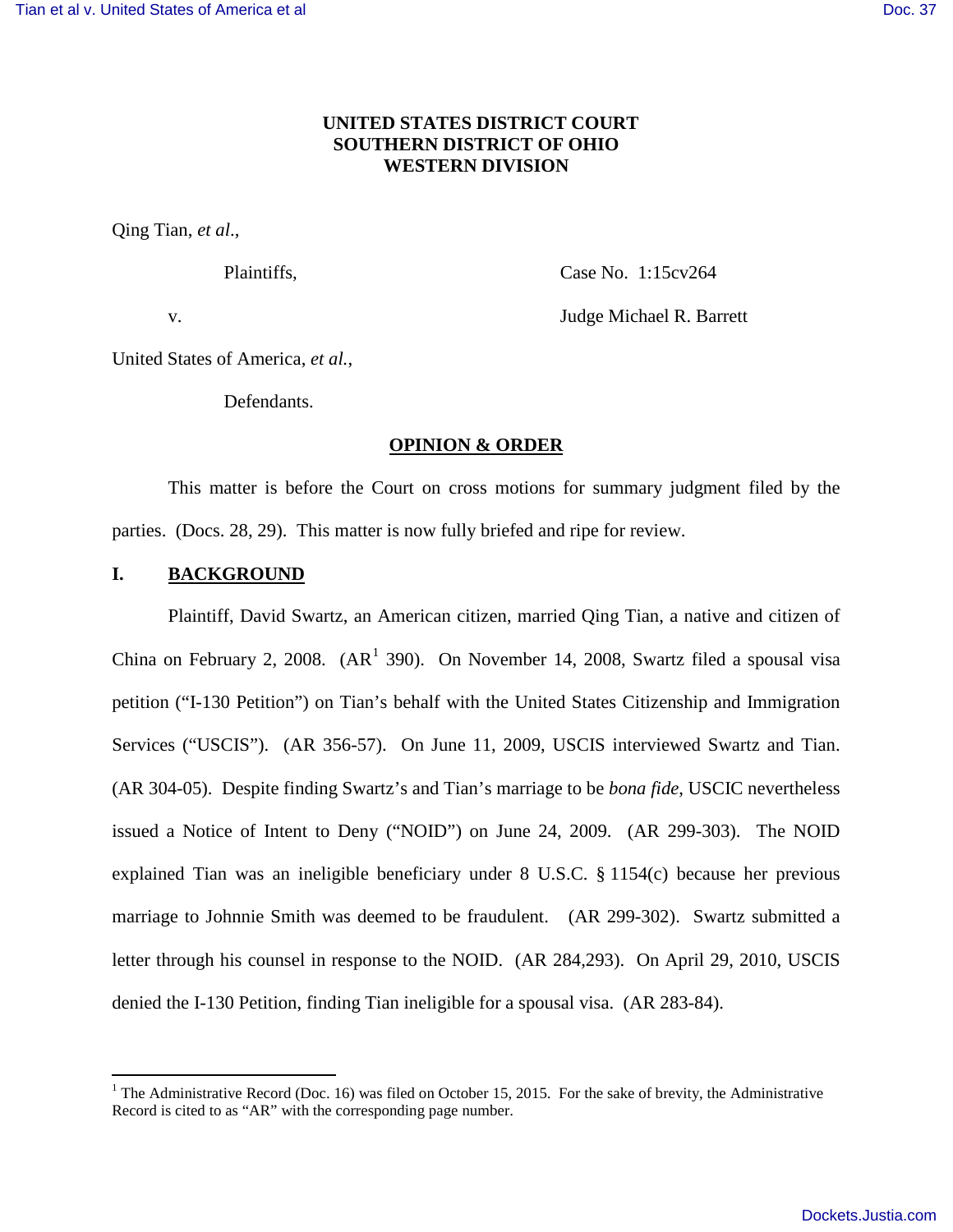**UNITED STATES DISTRICT COURT**
**SOUTHERN DISTRICT OF OHIO**
**WESTERN DIVISION**

Qing Tian, *et al*.,

Plaintiffs,

Case No. 1:15cv264

v.

Judge Michael R. Barrett

United States of America, *et al.*,

Defendants.

**OPINION & ORDER**

This matter is before the Court on cross motions for summary judgment filed by the parties. (Docs. 28, 29). This matter is now fully briefed and ripe for review.

## I. BACKGROUND

Plaintiff, David Swartz, an American citizen, married Qing Tian, a native and citizen of China on February 2, 2008. (AR[1] 390). On November 14, 2008, Swartz filed a spousal visa petition ("I-130 Petition") on Tian's behalf with the United States Citizenship and Immigration Services ("USCIS"). (AR 356-57). On June 11, 2009, USCIS interviewed Swartz and Tian. (AR 304-05). Despite finding Swartz's and Tian's marriage to be *bona fide*, USCIC nevertheless issued a Notice of Intent to Deny ("NOID") on June 24, 2009. (AR 299-303). The NOID explained Tian was an ineligible beneficiary under 8 U.S.C. § 1154(c) because her previous marriage to Johnnie Smith was deemed to be fraudulent. (AR 299-302). Swartz submitted a letter through his counsel in response to the NOID. (AR 284,293). On April 29, 2010, USCIS denied the I-130 Petition, finding Tian ineligible for a spousal visa. (AR 283-84).

[1] The Administrative Record (Doc. 16) was filed on October 15, 2015. For the sake of brevity, the Administrative Record is cited to as "AR" with the corresponding page number.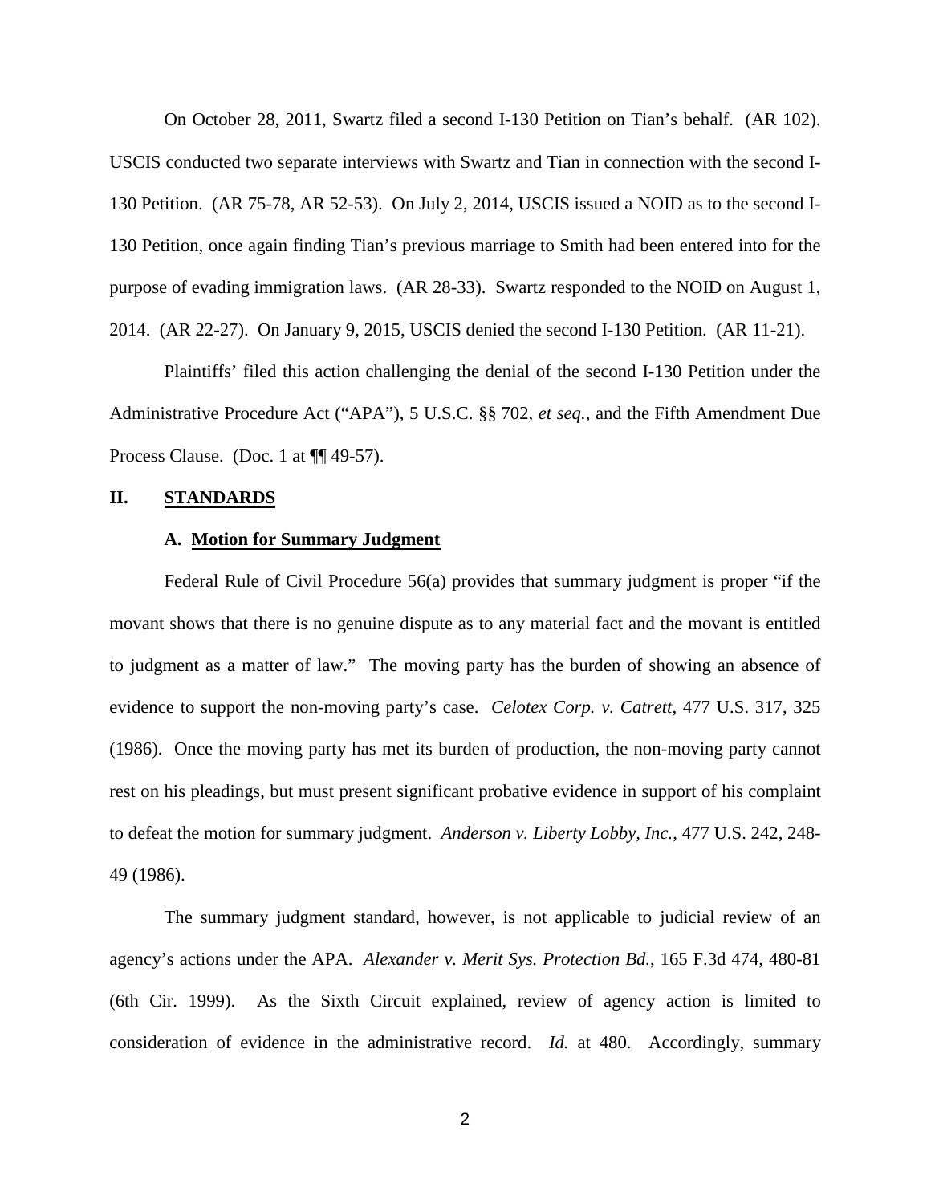On October 28, 2011, Swartz filed a second I-130 Petition on Tian's behalf. (AR 102). USCIS conducted two separate interviews with Swartz and Tian in connection with the second I-130 Petition. (AR 75-78, AR 52-53). On July 2, 2014, USCIS issued a NOID as to the second I-130 Petition, once again finding Tian's previous marriage to Smith had been entered into for the purpose of evading immigration laws. (AR 28-33). Swartz responded to the NOID on August 1, 2014. (AR 22-27). On January 9, 2015, USCIS denied the second I-130 Petition. (AR 11-21).

Plaintiffs' filed this action challenging the denial of the second I-130 Petition under the Administrative Procedure Act ("APA"), 5 U.S.C. §§ 702, *et seq.*, and the Fifth Amendment Due Process Clause. (Doc. 1 at ¶¶ 49-57).

## II. STANDARDS

### A. Motion for Summary Judgment

Federal Rule of Civil Procedure 56(a) provides that summary judgment is proper "if the movant shows that there is no genuine dispute as to any material fact and the movant is entitled to judgment as a matter of law." The moving party has the burden of showing an absence of evidence to support the non-moving party's case. *Celotex Corp. v. Catrett*, 477 U.S. 317, 325 (1986). Once the moving party has met its burden of production, the non-moving party cannot rest on his pleadings, but must present significant probative evidence in support of his complaint to defeat the motion for summary judgment. *Anderson v. Liberty Lobby, Inc.*, 477 U.S. 242, 248-49 (1986).

The summary judgment standard, however, is not applicable to judicial review of an agency's actions under the APA. *Alexander v. Merit Sys. Protection Bd.*, 165 F.3d 474, 480-81 (6th Cir. 1999). As the Sixth Circuit explained, review of agency action is limited to consideration of evidence in the administrative record. *Id.* at 480. Accordingly, summary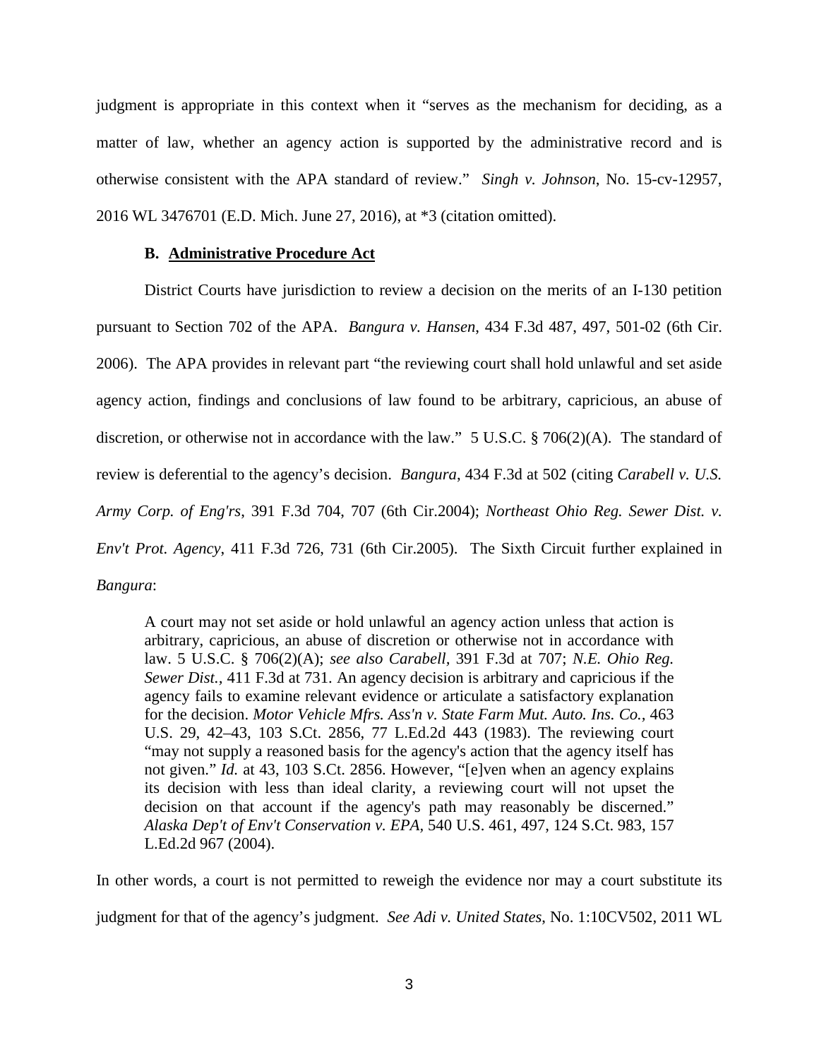judgment is appropriate in this context when it "serves as the mechanism for deciding, as a matter of law, whether an agency action is supported by the administrative record and is otherwise consistent with the APA standard of review." *Singh v. Johnson*, No. 15-cv-12957, 2016 WL 3476701 (E.D. Mich. June 27, 2016), at *3 (citation omitted).

### B. Administrative Procedure Act

District Courts have jurisdiction to review a decision on the merits of an I-130 petition pursuant to Section 702 of the APA. *Bangura v. Hansen*, 434 F.3d 487, 497, 501-02 (6th Cir. 2006). The APA provides in relevant part "the reviewing court shall hold unlawful and set aside agency action, findings and conclusions of law found to be arbitrary, capricious, an abuse of discretion, or otherwise not in accordance with the law." 5 U.S.C. § 706(2)(A). The standard of review is deferential to the agency's decision. *Bangura*, 434 F.3d at 502 (citing *Carabell v. U.S. Army Corp. of Eng'rs*, 391 F.3d 704, 707 (6th Cir.2004); *Northeast Ohio Reg. Sewer Dist. v. Env't Prot. Agency*, 411 F.3d 726, 731 (6th Cir.2005). The Sixth Circuit further explained in *Bangura*:

> A court may not set aside or hold unlawful an agency action unless that action is arbitrary, capricious, an abuse of discretion or otherwise not in accordance with law. 5 U.S.C. § 706(2)(A); *see also Carabell*, 391 F.3d at 707; *N.E. Ohio Reg. Sewer Dist.*, 411 F.3d at 731. An agency decision is arbitrary and capricious if the agency fails to examine relevant evidence or articulate a satisfactory explanation for the decision. *Motor Vehicle Mfrs. Ass'n v. State Farm Mut. Auto. Ins. Co.*, 463 U.S. 29, 42–43, 103 S.Ct. 2856, 77 L.Ed.2d 443 (1983). The reviewing court "may not supply a reasoned basis for the agency's action that the agency itself has not given." *Id.* at 43, 103 S.Ct. 2856. However, "[e]ven when an agency explains its decision with less than ideal clarity, a reviewing court will not upset the decision on that account if the agency's path may reasonably be discerned." *Alaska Dep't of Env't Conservation v. EPA*, 540 U.S. 461, 497, 124 S.Ct. 983, 157 L.Ed.2d 967 (2004).

In other words, a court is not permitted to reweigh the evidence nor may a court substitute its judgment for that of the agency's judgment. *See Adi v. United States*, No. 1:10CV502, 2011 WL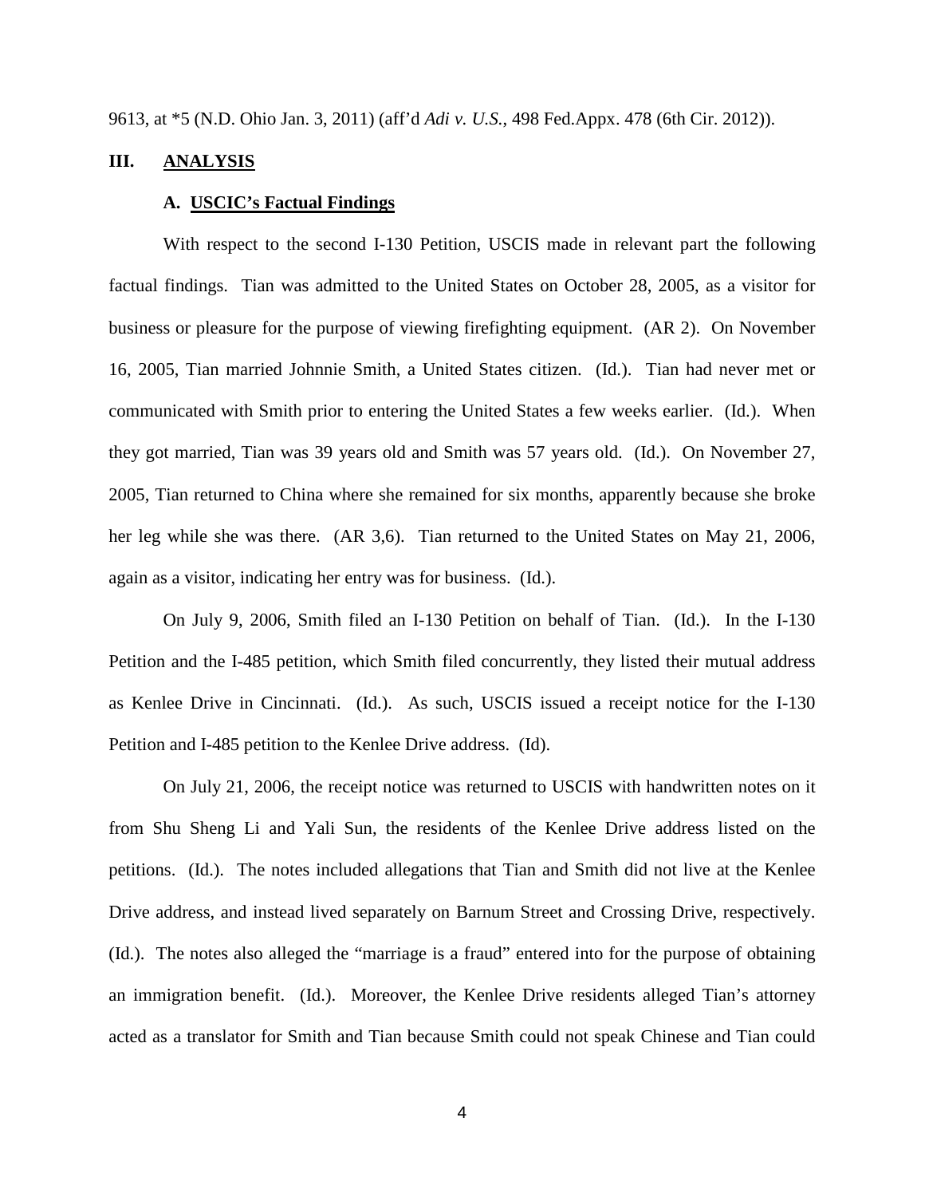9613, at *5 (N.D. Ohio Jan. 3, 2011) (aff'd *Adi v. U.S.*, 498 Fed.Appx. 478 (6th Cir. 2012)).

## III. ANALYSIS

### A. USCIC's Factual Findings

With respect to the second I-130 Petition, USCIS made in relevant part the following factual findings. Tian was admitted to the United States on October 28, 2005, as a visitor for business or pleasure for the purpose of viewing firefighting equipment. (AR 2). On November 16, 2005, Tian married Johnnie Smith, a United States citizen. (Id.). Tian had never met or communicated with Smith prior to entering the United States a few weeks earlier. (Id.). When they got married, Tian was 39 years old and Smith was 57 years old. (Id.). On November 27, 2005, Tian returned to China where she remained for six months, apparently because she broke her leg while she was there. (AR 3,6). Tian returned to the United States on May 21, 2006, again as a visitor, indicating her entry was for business. (Id.).

On July 9, 2006, Smith filed an I-130 Petition on behalf of Tian. (Id.). In the I-130 Petition and the I-485 petition, which Smith filed concurrently, they listed their mutual address as Kenlee Drive in Cincinnati. (Id.). As such, USCIS issued a receipt notice for the I-130 Petition and I-485 petition to the Kenlee Drive address. (Id).

On July 21, 2006, the receipt notice was returned to USCIS with handwritten notes on it from Shu Sheng Li and Yali Sun, the residents of the Kenlee Drive address listed on the petitions. (Id.). The notes included allegations that Tian and Smith did not live at the Kenlee Drive address, and instead lived separately on Barnum Street and Crossing Drive, respectively. (Id.). The notes also alleged the "marriage is a fraud" entered into for the purpose of obtaining an immigration benefit. (Id.). Moreover, the Kenlee Drive residents alleged Tian's attorney acted as a translator for Smith and Tian because Smith could not speak Chinese and Tian could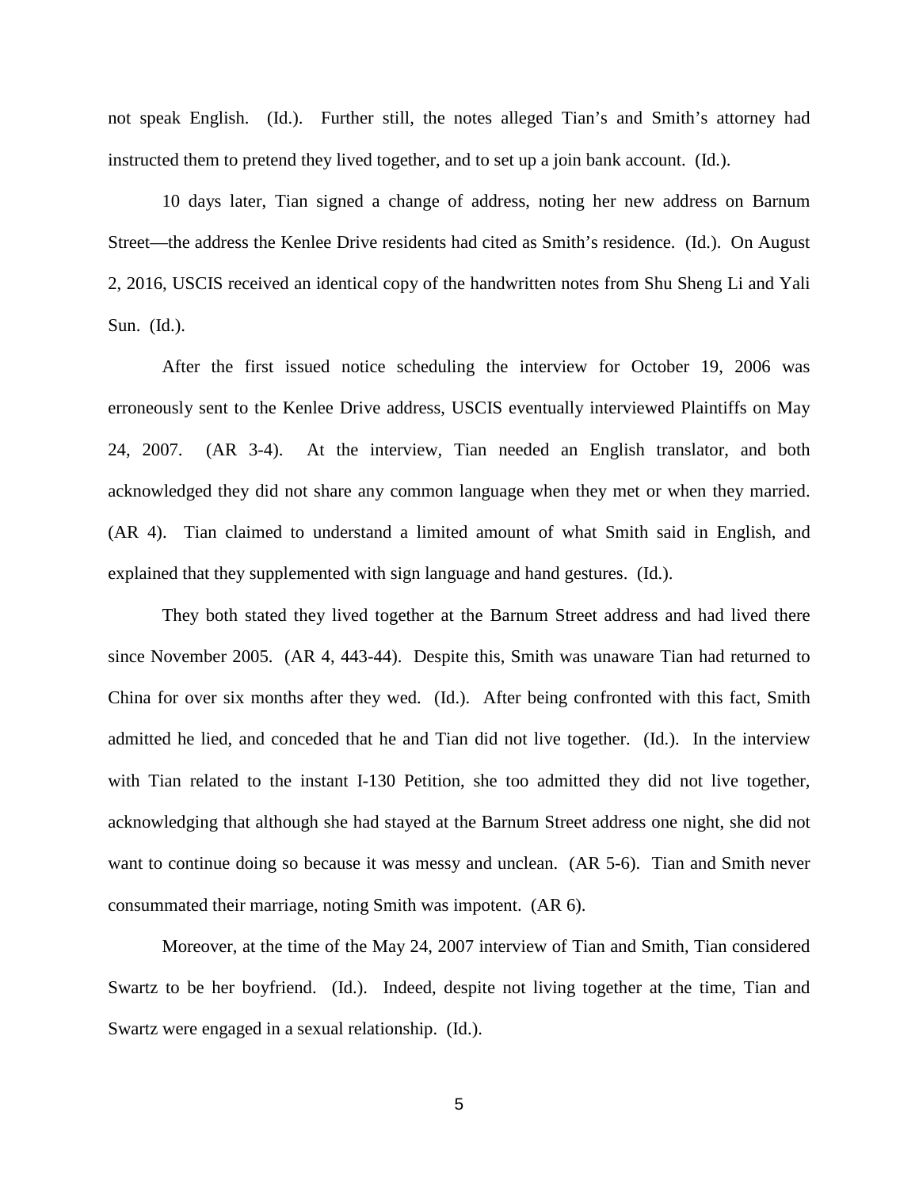not speak English. (Id.). Further still, the notes alleged Tian's and Smith's attorney had instructed them to pretend they lived together, and to set up a join bank account. (Id.).

10 days later, Tian signed a change of address, noting her new address on Barnum Street—the address the Kenlee Drive residents had cited as Smith's residence. (Id.). On August 2, 2016, USCIS received an identical copy of the handwritten notes from Shu Sheng Li and Yali Sun. (Id.).

After the first issued notice scheduling the interview for October 19, 2006 was erroneously sent to the Kenlee Drive address, USCIS eventually interviewed Plaintiffs on May 24, 2007. (AR 3-4). At the interview, Tian needed an English translator, and both acknowledged they did not share any common language when they met or when they married. (AR 4). Tian claimed to understand a limited amount of what Smith said in English, and explained that they supplemented with sign language and hand gestures. (Id.).

They both stated they lived together at the Barnum Street address and had lived there since November 2005. (AR 4, 443-44). Despite this, Smith was unaware Tian had returned to China for over six months after they wed. (Id.). After being confronted with this fact, Smith admitted he lied, and conceded that he and Tian did not live together. (Id.). In the interview with Tian related to the instant I-130 Petition, she too admitted they did not live together, acknowledging that although she had stayed at the Barnum Street address one night, she did not want to continue doing so because it was messy and unclean. (AR 5-6). Tian and Smith never consummated their marriage, noting Smith was impotent. (AR 6).

Moreover, at the time of the May 24, 2007 interview of Tian and Smith, Tian considered Swartz to be her boyfriend. (Id.). Indeed, despite not living together at the time, Tian and Swartz were engaged in a sexual relationship. (Id.).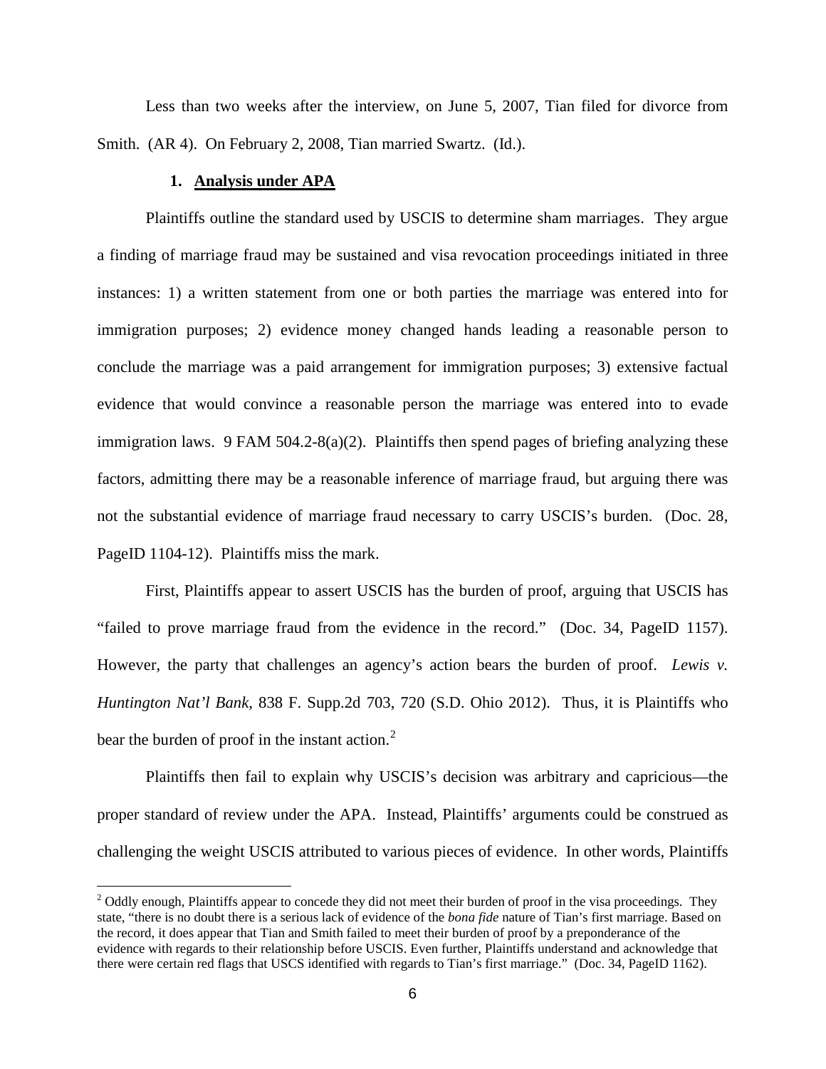Less than two weeks after the interview, on June 5, 2007, Tian filed for divorce from Smith. (AR 4). On February 2, 2008, Tian married Swartz. (Id.).

### 1. **Analysis under APA**

Plaintiffs outline the standard used by USCIS to determine sham marriages. They argue a finding of marriage fraud may be sustained and visa revocation proceedings initiated in three instances: 1) a written statement from one or both parties the marriage was entered into for immigration purposes; 2) evidence money changed hands leading a reasonable person to conclude the marriage was a paid arrangement for immigration purposes; 3) extensive factual evidence that would convince a reasonable person the marriage was entered into to evade immigration laws. 9 FAM 504.2-8(a)(2). Plaintiffs then spend pages of briefing analyzing these factors, admitting there may be a reasonable inference of marriage fraud, but arguing there was not the substantial evidence of marriage fraud necessary to carry USCIS's burden. (Doc. 28, PageID 1104-12). Plaintiffs miss the mark.

First, Plaintiffs appear to assert USCIS has the burden of proof, arguing that USCIS has "failed to prove marriage fraud from the evidence in the record." (Doc. 34, PageID 1157). However, the party that challenges an agency's action bears the burden of proof. *Lewis v. Huntington Nat'l Bank*, 838 F. Supp.2d 703, 720 (S.D. Ohio 2012). Thus, it is Plaintiffs who bear the burden of proof in the instant action.[2]

Plaintiffs then fail to explain why USCIS's decision was arbitrary and capricious—the proper standard of review under the APA. Instead, Plaintiffs' arguments could be construed as challenging the weight USCIS attributed to various pieces of evidence. In other words, Plaintiffs

---

[2] Oddly enough, Plaintiffs appear to concede they did not meet their burden of proof in the visa proceedings. They state, "there is no doubt there is a serious lack of evidence of the *bona fide* nature of Tian's first marriage. Based on the record, it does appear that Tian and Smith failed to meet their burden of proof by a preponderance of the evidence with regards to their relationship before USCIS. Even further, Plaintiffs understand and acknowledge that there were certain red flags that USCS identified with regards to Tian's first marriage." (Doc. 34, PageID 1162).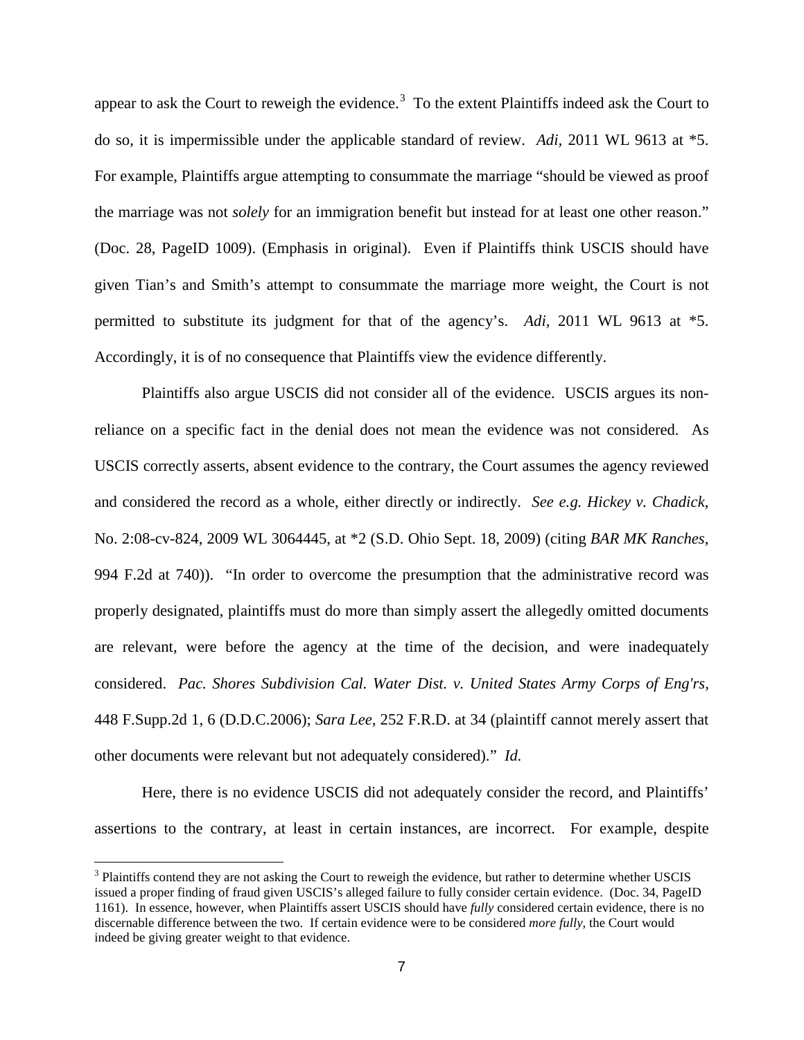appear to ask the Court to reweigh the evidence.[3] To the extent Plaintiffs indeed ask the Court to do so, it is impermissible under the applicable standard of review. *Adi*, 2011 WL 9613 at *5. For example, Plaintiffs argue attempting to consummate the marriage "should be viewed as proof the marriage was not *solely* for an immigration benefit but instead for at least one other reason." (Doc. 28, PageID 1009). (Emphasis in original). Even if Plaintiffs think USCIS should have given Tian's and Smith's attempt to consummate the marriage more weight, the Court is not permitted to substitute its judgment for that of the agency's. *Adi*, 2011 WL 9613 at *5. Accordingly, it is of no consequence that Plaintiffs view the evidence differently.

Plaintiffs also argue USCIS did not consider all of the evidence. USCIS argues its non-reliance on a specific fact in the denial does not mean the evidence was not considered. As USCIS correctly asserts, absent evidence to the contrary, the Court assumes the agency reviewed and considered the record as a whole, either directly or indirectly. *See e.g. Hickey v. Chadick*, No. 2:08-cv-824, 2009 WL 3064445, at *2 (S.D. Ohio Sept. 18, 2009) (citing *BAR MK Ranches*, 994 F.2d at 740)). "In order to overcome the presumption that the administrative record was properly designated, plaintiffs must do more than simply assert the allegedly omitted documents are relevant, were before the agency at the time of the decision, and were inadequately considered. *Pac. Shores Subdivision Cal. Water Dist. v. United States Army Corps of Eng'rs*, 448 F.Supp.2d 1, 6 (D.D.C.2006); *Sara Lee*, 252 F.R.D. at 34 (plaintiff cannot merely assert that other documents were relevant but not adequately considered)." *Id.*

Here, there is no evidence USCIS did not adequately consider the record, and Plaintiffs' assertions to the contrary, at least in certain instances, are incorrect. For example, despite

[3] Plaintiffs contend they are not asking the Court to reweigh the evidence, but rather to determine whether USCIS issued a proper finding of fraud given USCIS's alleged failure to fully consider certain evidence. (Doc. 34, PageID 1161). In essence, however, when Plaintiffs assert USCIS should have *fully* considered certain evidence, there is no discernable difference between the two. If certain evidence were to be considered *more fully*, the Court would indeed be giving greater weight to that evidence.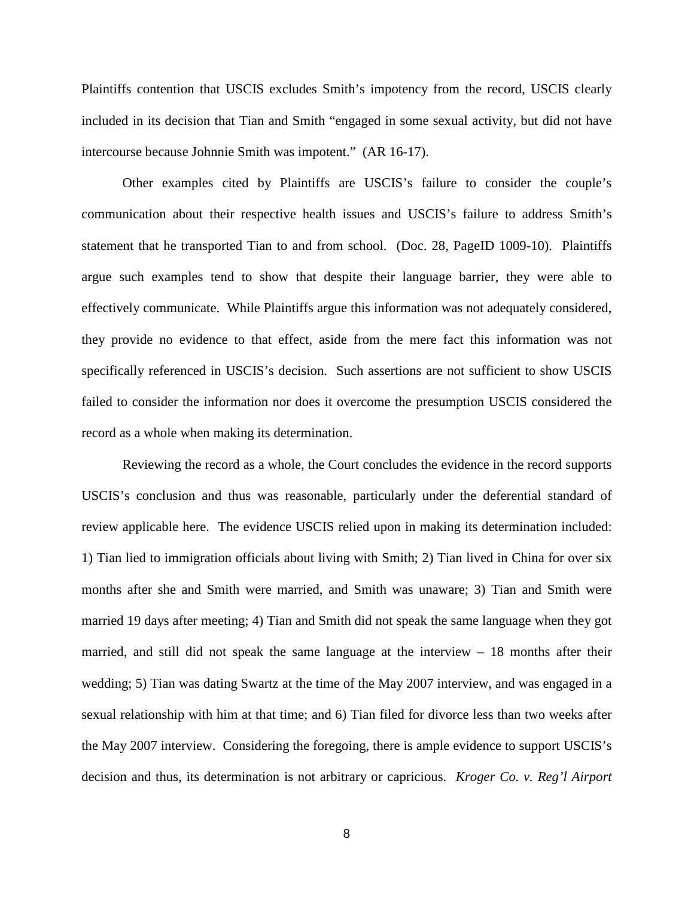Plaintiffs contention that USCIS excludes Smith's impotency from the record, USCIS clearly included in its decision that Tian and Smith "engaged in some sexual activity, but did not have intercourse because Johnnie Smith was impotent." (AR 16-17).

Other examples cited by Plaintiffs are USCIS's failure to consider the couple's communication about their respective health issues and USCIS's failure to address Smith's statement that he transported Tian to and from school. (Doc. 28, PageID 1009-10). Plaintiffs argue such examples tend to show that despite their language barrier, they were able to effectively communicate. While Plaintiffs argue this information was not adequately considered, they provide no evidence to that effect, aside from the mere fact this information was not specifically referenced in USCIS's decision. Such assertions are not sufficient to show USCIS failed to consider the information nor does it overcome the presumption USCIS considered the record as a whole when making its determination.

Reviewing the record as a whole, the Court concludes the evidence in the record supports USCIS's conclusion and thus was reasonable, particularly under the deferential standard of review applicable here. The evidence USCIS relied upon in making its determination included: 1) Tian lied to immigration officials about living with Smith; 2) Tian lived in China for over six months after she and Smith were married, and Smith was unaware; 3) Tian and Smith were married 19 days after meeting; 4) Tian and Smith did not speak the same language when they got married, and still did not speak the same language at the interview – 18 months after their wedding; 5) Tian was dating Swartz at the time of the May 2007 interview, and was engaged in a sexual relationship with him at that time; and 6) Tian filed for divorce less than two weeks after the May 2007 interview. Considering the foregoing, there is ample evidence to support USCIS's decision and thus, its determination is not arbitrary or capricious. *Kroger Co. v. Reg'l Airport*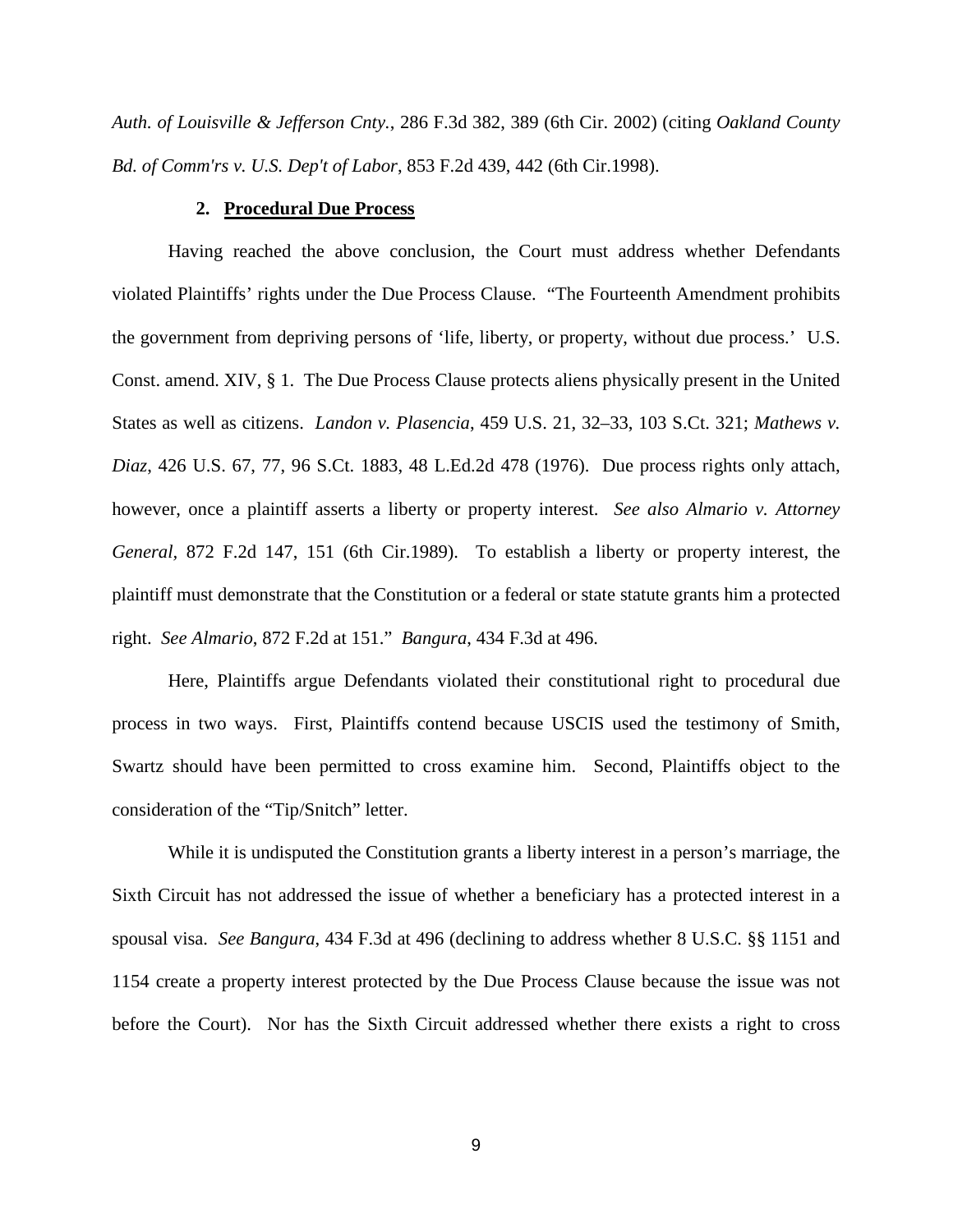*Auth. of Louisville & Jefferson Cnty.*, 286 F.3d 382, 389 (6th Cir. 2002) (citing *Oakland County Bd. of Comm'rs v. U.S. Dep't of Labor*, 853 F.2d 439, 442 (6th Cir.1998).

**2. Procedural Due Process**

Having reached the above conclusion, the Court must address whether Defendants violated Plaintiffs' rights under the Due Process Clause. "The Fourteenth Amendment prohibits the government from depriving persons of 'life, liberty, or property, without due process.' U.S. Const. amend. XIV, § 1. The Due Process Clause protects aliens physically present in the United States as well as citizens. *Landon v. Plasencia*, 459 U.S. 21, 32–33, 103 S.Ct. 321; *Mathews v. Diaz*, 426 U.S. 67, 77, 96 S.Ct. 1883, 48 L.Ed.2d 478 (1976). Due process rights only attach, however, once a plaintiff asserts a liberty or property interest. *See also Almario v. Attorney General*, 872 F.2d 147, 151 (6th Cir.1989). To establish a liberty or property interest, the plaintiff must demonstrate that the Constitution or a federal or state statute grants him a protected right. *See Almario*, 872 F.2d at 151." *Bangura*, 434 F.3d at 496.

Here, Plaintiffs argue Defendants violated their constitutional right to procedural due process in two ways. First, Plaintiffs contend because USCIS used the testimony of Smith, Swartz should have been permitted to cross examine him. Second, Plaintiffs object to the consideration of the "Tip/Snitch" letter.

While it is undisputed the Constitution grants a liberty interest in a person's marriage, the Sixth Circuit has not addressed the issue of whether a beneficiary has a protected interest in a spousal visa. *See Bangura*, 434 F.3d at 496 (declining to address whether 8 U.S.C. §§ 1151 and 1154 create a property interest protected by the Due Process Clause because the issue was not before the Court). Nor has the Sixth Circuit addressed whether there exists a right to cross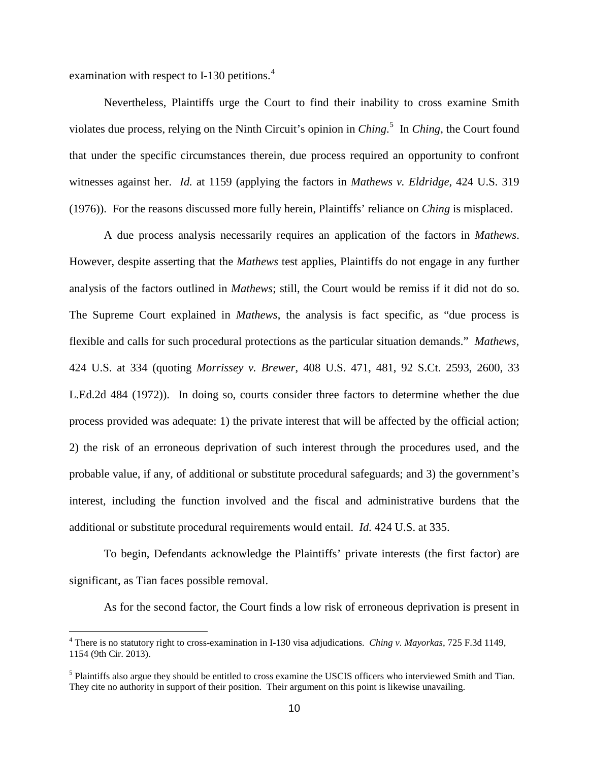examination with respect to I-130 petitions.[4]

Nevertheless, Plaintiffs urge the Court to find their inability to cross examine Smith violates due process, relying on the Ninth Circuit's opinion in *Ching*.[5] In *Ching*, the Court found that under the specific circumstances therein, due process required an opportunity to confront witnesses against her. *Id.* at 1159 (applying the factors in *Mathews v. Eldridge*, 424 U.S. 319 (1976)). For the reasons discussed more fully herein, Plaintiffs' reliance on *Ching* is misplaced.

A due process analysis necessarily requires an application of the factors in *Mathews*. However, despite asserting that the *Mathews* test applies, Plaintiffs do not engage in any further analysis of the factors outlined in *Mathews*; still, the Court would be remiss if it did not do so. The Supreme Court explained in *Mathews*, the analysis is fact specific, as "due process is flexible and calls for such procedural protections as the particular situation demands." *Mathews*, 424 U.S. at 334 (quoting *Morrissey v. Brewer*, 408 U.S. 471, 481, 92 S.Ct. 2593, 2600, 33 L.Ed.2d 484 (1972)). In doing so, courts consider three factors to determine whether the due process provided was adequate: 1) the private interest that will be affected by the official action; 2) the risk of an erroneous deprivation of such interest through the procedures used, and the probable value, if any, of additional or substitute procedural safeguards; and 3) the government's interest, including the function involved and the fiscal and administrative burdens that the additional or substitute procedural requirements would entail. *Id.* 424 U.S. at 335.

To begin, Defendants acknowledge the Plaintiffs' private interests (the first factor) are significant, as Tian faces possible removal.

As for the second factor, the Court finds a low risk of erroneous deprivation is present in

---

[4] There is no statutory right to cross-examination in I-130 visa adjudications. *Ching v. Mayorkas*, 725 F.3d 1149, 1154 (9th Cir. 2013).

[5] Plaintiffs also argue they should be entitled to cross examine the USCIS officers who interviewed Smith and Tian. They cite no authority in support of their position. Their argument on this point is likewise unavailing.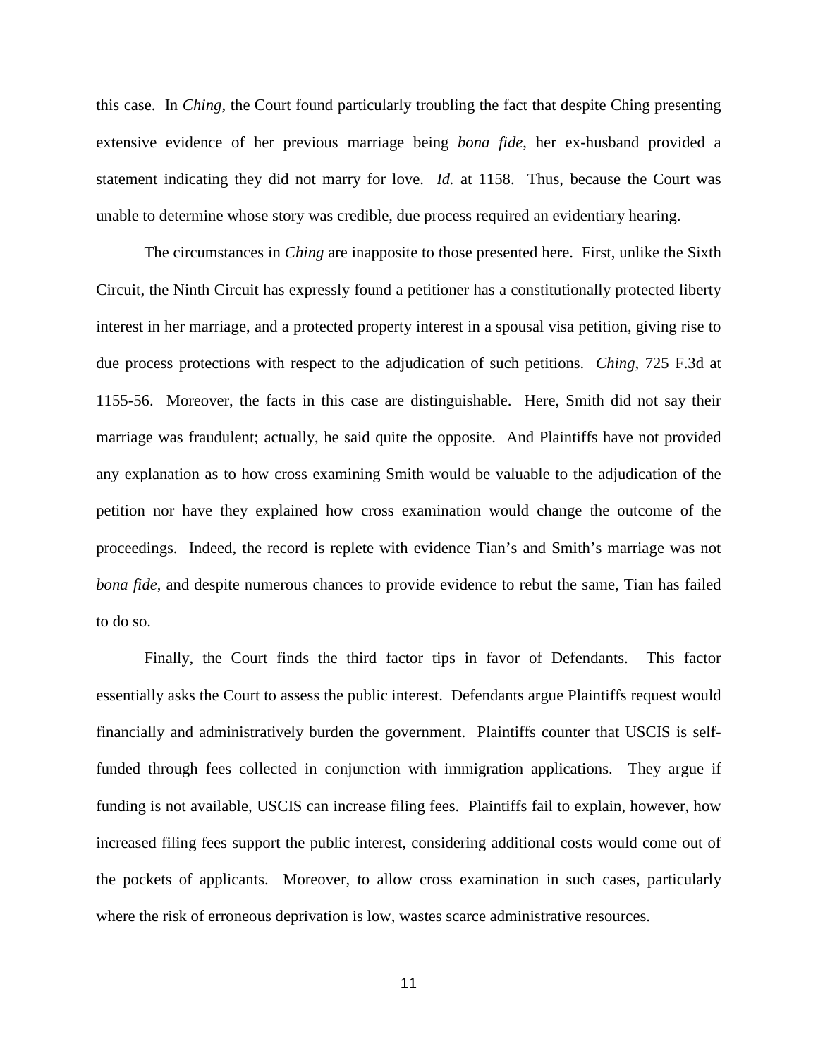this case. In *Ching*, the Court found particularly troubling the fact that despite Ching presenting extensive evidence of her previous marriage being *bona fide*, her ex-husband provided a statement indicating they did not marry for love. *Id.* at 1158. Thus, because the Court was unable to determine whose story was credible, due process required an evidentiary hearing.

The circumstances in *Ching* are inapposite to those presented here. First, unlike the Sixth Circuit, the Ninth Circuit has expressly found a petitioner has a constitutionally protected liberty interest in her marriage, and a protected property interest in a spousal visa petition, giving rise to due process protections with respect to the adjudication of such petitions. *Ching*, 725 F.3d at 1155-56. Moreover, the facts in this case are distinguishable. Here, Smith did not say their marriage was fraudulent; actually, he said quite the opposite. And Plaintiffs have not provided any explanation as to how cross examining Smith would be valuable to the adjudication of the petition nor have they explained how cross examination would change the outcome of the proceedings. Indeed, the record is replete with evidence Tian's and Smith's marriage was not *bona fide*, and despite numerous chances to provide evidence to rebut the same, Tian has failed to do so.

Finally, the Court finds the third factor tips in favor of Defendants. This factor essentially asks the Court to assess the public interest. Defendants argue Plaintiffs request would financially and administratively burden the government. Plaintiffs counter that USCIS is self-funded through fees collected in conjunction with immigration applications. They argue if funding is not available, USCIS can increase filing fees. Plaintiffs fail to explain, however, how increased filing fees support the public interest, considering additional costs would come out of the pockets of applicants. Moreover, to allow cross examination in such cases, particularly where the risk of erroneous deprivation is low, wastes scarce administrative resources.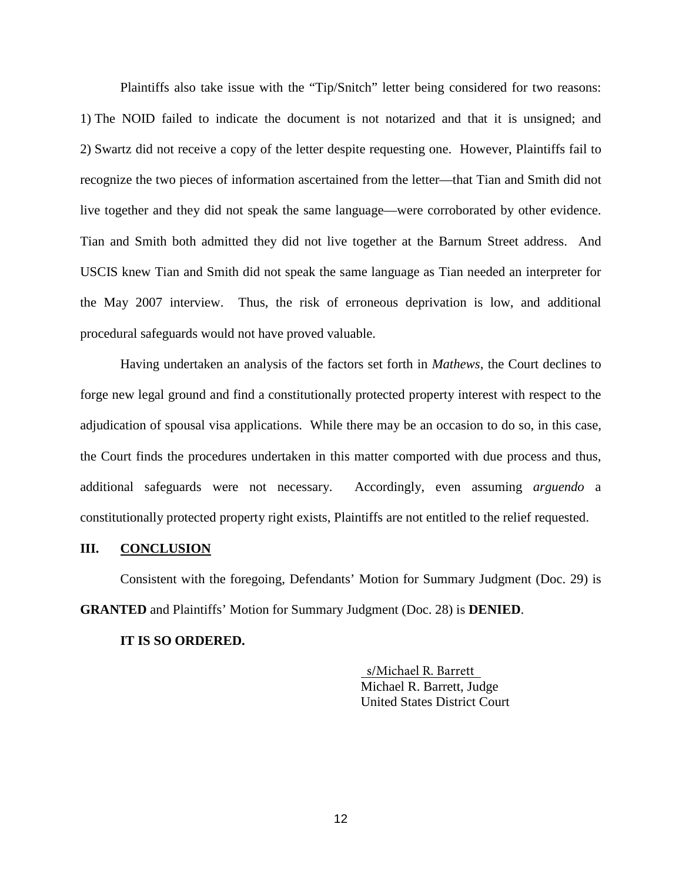Plaintiffs also take issue with the "Tip/Snitch" letter being considered for two reasons: 1) The NOID failed to indicate the document is not notarized and that it is unsigned; and 2) Swartz did not receive a copy of the letter despite requesting one. However, Plaintiffs fail to recognize the two pieces of information ascertained from the letter—that Tian and Smith did not live together and they did not speak the same language—were corroborated by other evidence. Tian and Smith both admitted they did not live together at the Barnum Street address. And USCIS knew Tian and Smith did not speak the same language as Tian needed an interpreter for the May 2007 interview. Thus, the risk of erroneous deprivation is low, and additional procedural safeguards would not have proved valuable.

Having undertaken an analysis of the factors set forth in *Mathews*, the Court declines to forge new legal ground and find a constitutionally protected property interest with respect to the adjudication of spousal visa applications. While there may be an occasion to do so, in this case, the Court finds the procedures undertaken in this matter comported with due process and thus, additional safeguards were not necessary. Accordingly, even assuming *arguendo* a constitutionally protected property right exists, Plaintiffs are not entitled to the relief requested.

## III. CONCLUSION

Consistent with the foregoing, Defendants' Motion for Summary Judgment (Doc. 29) is **GRANTED** and Plaintiffs' Motion for Summary Judgment (Doc. 28) is **DENIED**.

**IT IS SO ORDERED.**

s/Michael R. Barrett
Michael R. Barrett, Judge
United States District Court